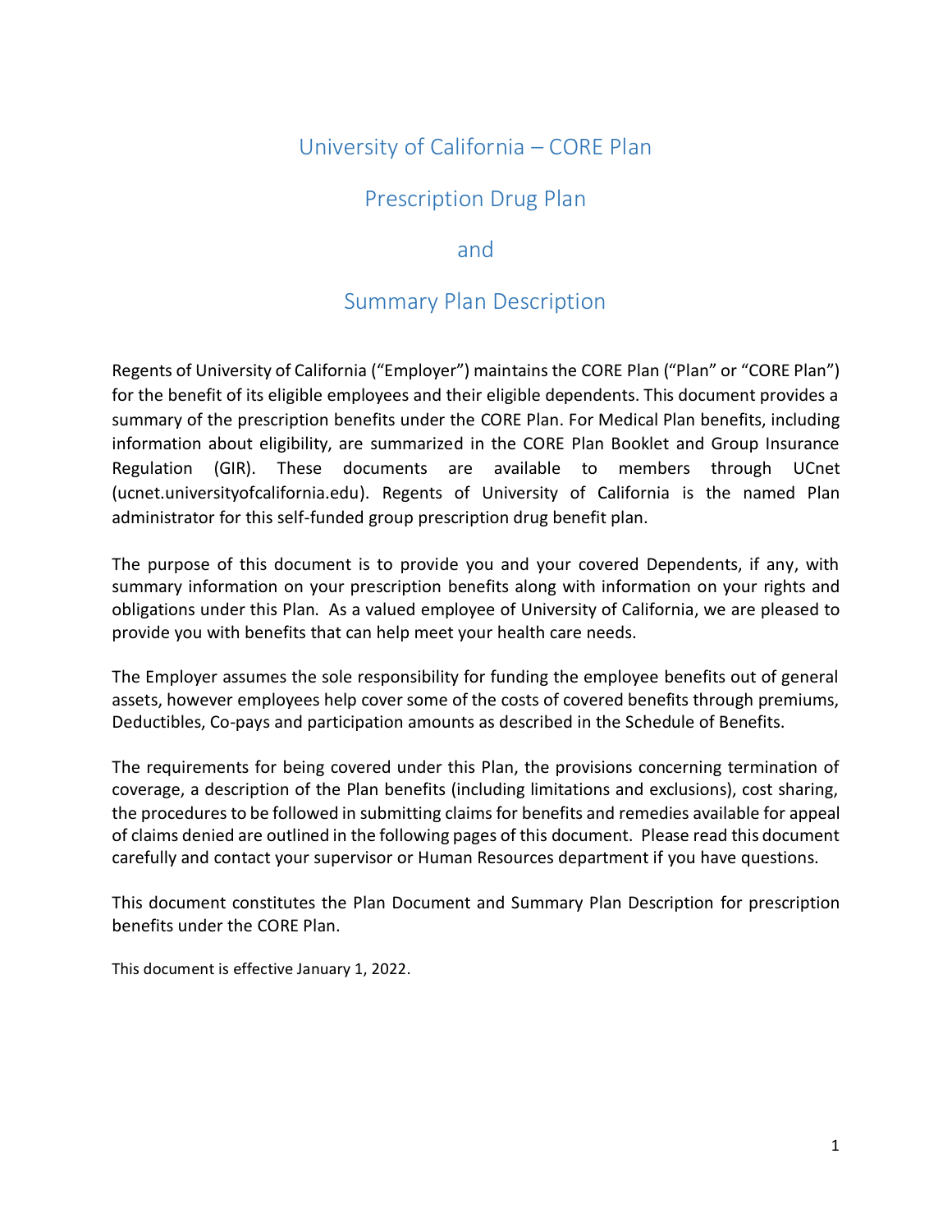# University of California – CORE Plan

# Prescription Drug Plan

# and

# Summary Plan Description

Regents of University of California (“Employer”) maintains the CORE Plan (“Plan” or “CORE Plan”) for the benefit of its eligible employees and their eligible dependents. This document provides a summary of the prescription benefits under the CORE Plan. For Medical Plan benefits, including information about eligibility, are summarized in the CORE Plan Booklet and Group Insurance Regulation (GIR). These documents are available to members through UCnet (ucnet.universityofcalifornia.edu). Regents of University of California is the named Plan administrator for this self-funded group prescription drug benefit plan.

The purpose of this document is to provide you and your covered Dependents, if any, with summary information on your prescription benefits along with information on your rights and obligations under this Plan. As a valued employee of University of California, we are pleased to provide you with benefits that can help meet your health care needs.

The Employer assumes the sole responsibility for funding the employee benefits out of general assets, however employees help cover some of the costs of covered benefits through premiums, Deductibles, Co-pays and participation amounts as described in the Schedule of Benefits.

The requirements for being covered under this Plan, the provisions concerning termination of coverage, a description of the Plan benefits (including limitations and exclusions), cost sharing, the procedures to be followed in submitting claims for benefits and remedies available for appeal of claims denied are outlined in the following pages of this document. Please read this document carefully and contact your supervisor or Human Resources department if you have questions.

This document constitutes the Plan Document and Summary Plan Description for prescription benefits under the CORE Plan.

This document is effective January 1, 2022.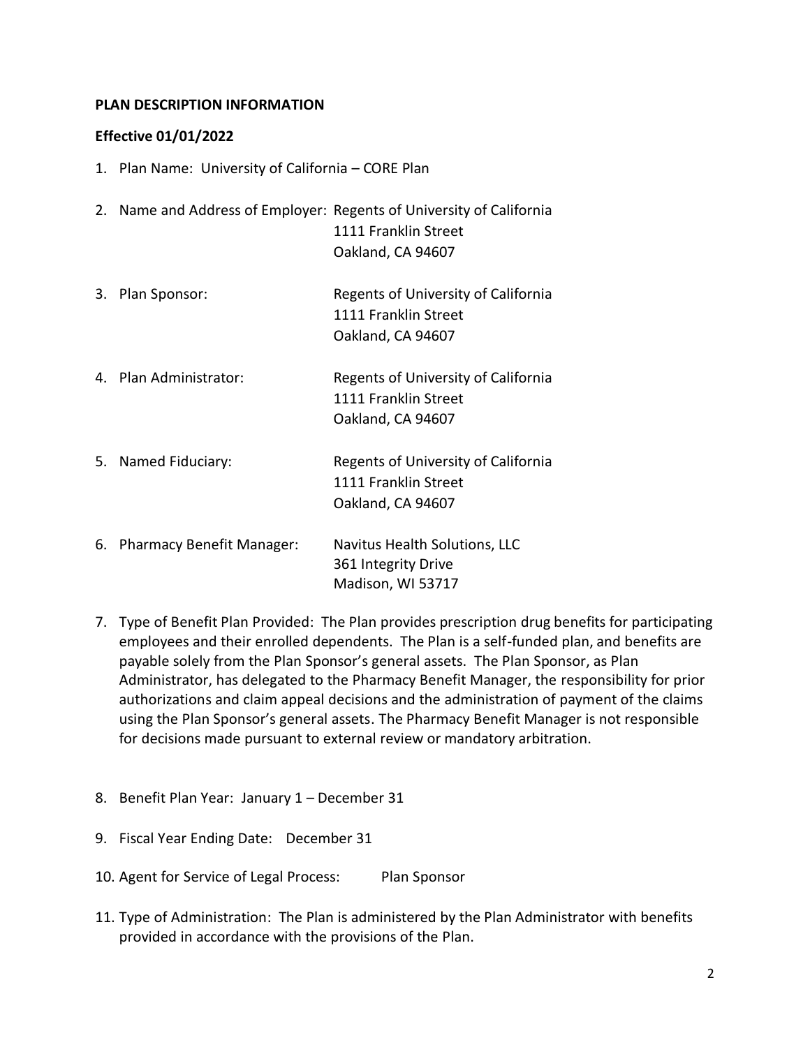**PLAN DESCRIPTION INFORMATION**

**Effective 01/01/2022**

1. Plan Name: University of California – CORE Plan

2. Name and Address of Employer: Regents of University of California
   1111 Franklin Street
   Oakland, CA 94607

3. Plan Sponsor: Regents of University of California
   1111 Franklin Street
   Oakland, CA 94607

4. Plan Administrator: Regents of University of California
   1111 Franklin Street
   Oakland, CA 94607

5. Named Fiduciary: Regents of University of California
   1111 Franklin Street
   Oakland, CA 94607

6. Pharmacy Benefit Manager: Navitus Health Solutions, LLC
   361 Integrity Drive
   Madison, WI 53717

7. Type of Benefit Plan Provided: The Plan provides prescription drug benefits for participating employees and their enrolled dependents. The Plan is a self-funded plan, and benefits are payable solely from the Plan Sponsor's general assets. The Plan Sponsor, as Plan Administrator, has delegated to the Pharmacy Benefit Manager, the responsibility for prior authorizations and claim appeal decisions and the administration of payment of the claims using the Plan Sponsor's general assets. The Pharmacy Benefit Manager is not responsible for decisions made pursuant to external review or mandatory arbitration.

8. Benefit Plan Year: January 1 – December 31

9. Fiscal Year Ending Date: December 31

10. Agent for Service of Legal Process: Plan Sponsor

11. Type of Administration: The Plan is administered by the Plan Administrator with benefits provided in accordance with the provisions of the Plan.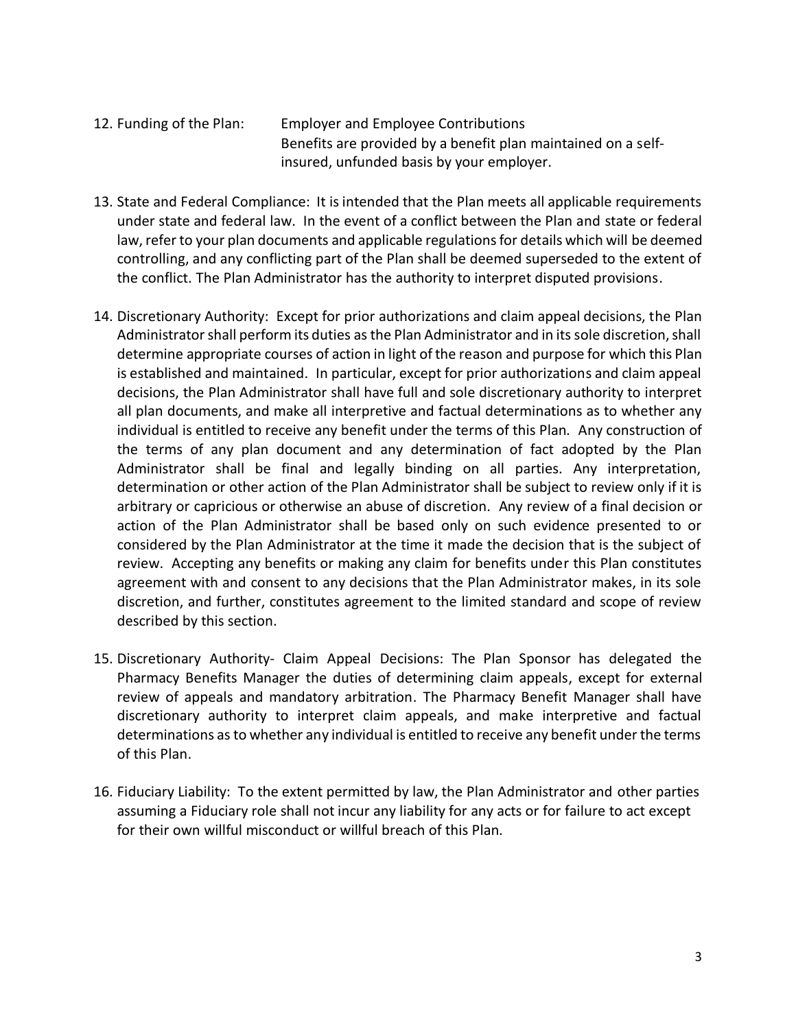12. Funding of the Plan: Employer and Employee Contributions
    Benefits are provided by a benefit plan maintained on a self-insured, unfunded basis by your employer.

13. State and Federal Compliance: It is intended that the Plan meets all applicable requirements under state and federal law. In the event of a conflict between the Plan and state or federal law, refer to your plan documents and applicable regulations for details which will be deemed controlling, and any conflicting part of the Plan shall be deemed superseded to the extent of the conflict. The Plan Administrator has the authority to interpret disputed provisions.

14. Discretionary Authority: Except for prior authorizations and claim appeal decisions, the Plan Administrator shall perform its duties as the Plan Administrator and in its sole discretion, shall determine appropriate courses of action in light of the reason and purpose for which this Plan is established and maintained. In particular, except for prior authorizations and claim appeal decisions, the Plan Administrator shall have full and sole discretionary authority to interpret all plan documents, and make all interpretive and factual determinations as to whether any individual is entitled to receive any benefit under the terms of this Plan. Any construction of the terms of any plan document and any determination of fact adopted by the Plan Administrator shall be final and legally binding on all parties. Any interpretation, determination or other action of the Plan Administrator shall be subject to review only if it is arbitrary or capricious or otherwise an abuse of discretion. Any review of a final decision or action of the Plan Administrator shall be based only on such evidence presented to or considered by the Plan Administrator at the time it made the decision that is the subject of review. Accepting any benefits or making any claim for benefits under this Plan constitutes agreement with and consent to any decisions that the Plan Administrator makes, in its sole discretion, and further, constitutes agreement to the limited standard and scope of review described by this section.

15. Discretionary Authority- Claim Appeal Decisions: The Plan Sponsor has delegated the Pharmacy Benefits Manager the duties of determining claim appeals, except for external review of appeals and mandatory arbitration. The Pharmacy Benefit Manager shall have discretionary authority to interpret claim appeals, and make interpretive and factual determinations as to whether any individual is entitled to receive any benefit under the terms of this Plan.

16. Fiduciary Liability: To the extent permitted by law, the Plan Administrator and other parties assuming a Fiduciary role shall not incur any liability for any acts or for failure to act except for their own willful misconduct or willful breach of this Plan.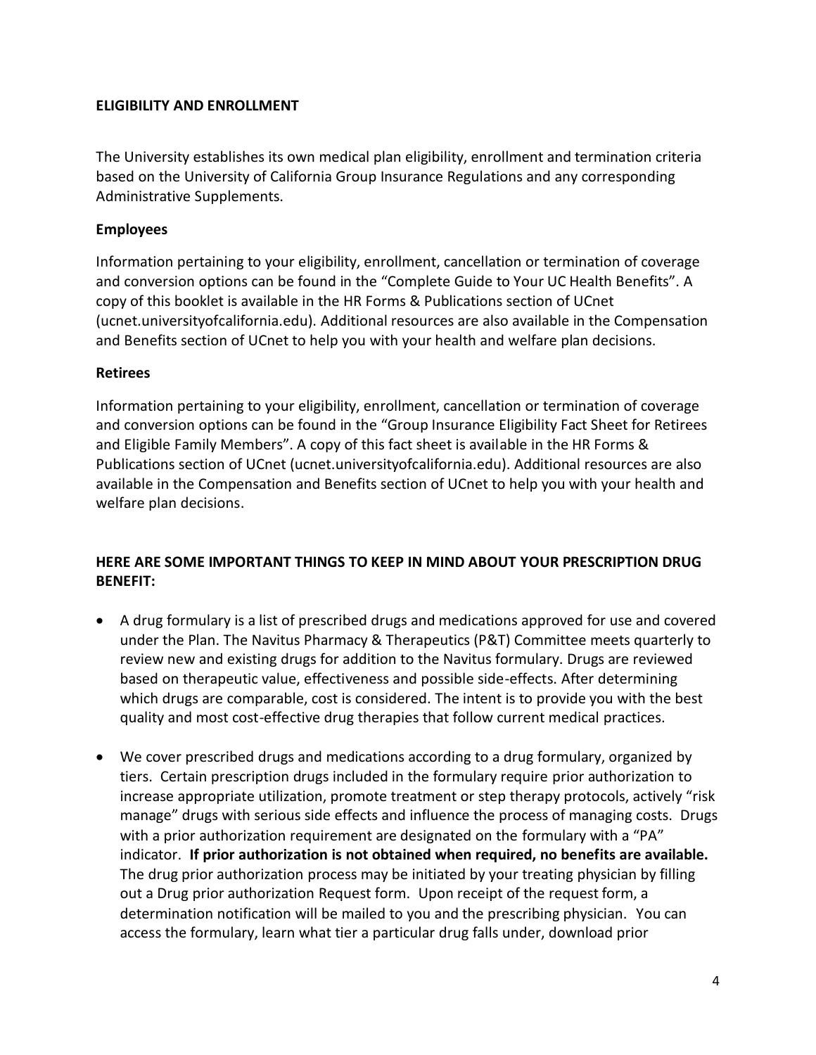## ELIGIBILITY AND ENROLLMENT

The University establishes its own medical plan eligibility, enrollment and termination criteria based on the University of California Group Insurance Regulations and any corresponding Administrative Supplements.

### Employees

Information pertaining to your eligibility, enrollment, cancellation or termination of coverage and conversion options can be found in the "Complete Guide to Your UC Health Benefits". A copy of this booklet is available in the HR Forms & Publications section of UCnet (ucnet.universityofcalifornia.edu). Additional resources are also available in the Compensation and Benefits section of UCnet to help you with your health and welfare plan decisions.

### Retirees

Information pertaining to your eligibility, enrollment, cancellation or termination of coverage and conversion options can be found in the "Group Insurance Eligibility Fact Sheet for Retirees and Eligible Family Members". A copy of this fact sheet is available in the HR Forms & Publications section of UCnet (ucnet.universityofcalifornia.edu). Additional resources are also available in the Compensation and Benefits section of UCnet to help you with your health and welfare plan decisions.

## HERE ARE SOME IMPORTANT THINGS TO KEEP IN MIND ABOUT YOUR PRESCRIPTION DRUG BENEFIT:

- A drug formulary is a list of prescribed drugs and medications approved for use and covered under the Plan. The Navitus Pharmacy & Therapeutics (P&T) Committee meets quarterly to review new and existing drugs for addition to the Navitus formulary. Drugs are reviewed based on therapeutic value, effectiveness and possible side-effects. After determining which drugs are comparable, cost is considered. The intent is to provide you with the best quality and most cost-effective drug therapies that follow current medical practices.
- We cover prescribed drugs and medications according to a drug formulary, organized by tiers. Certain prescription drugs included in the formulary require prior authorization to increase appropriate utilization, promote treatment or step therapy protocols, actively "risk manage" drugs with serious side effects and influence the process of managing costs. Drugs with a prior authorization requirement are designated on the formulary with a "PA" indicator. **If prior authorization is not obtained when required, no benefits are available.** The drug prior authorization process may be initiated by your treating physician by filling out a Drug prior authorization Request form. Upon receipt of the request form, a determination notification will be mailed to you and the prescribing physician. You can access the formulary, learn what tier a particular drug falls under, download prior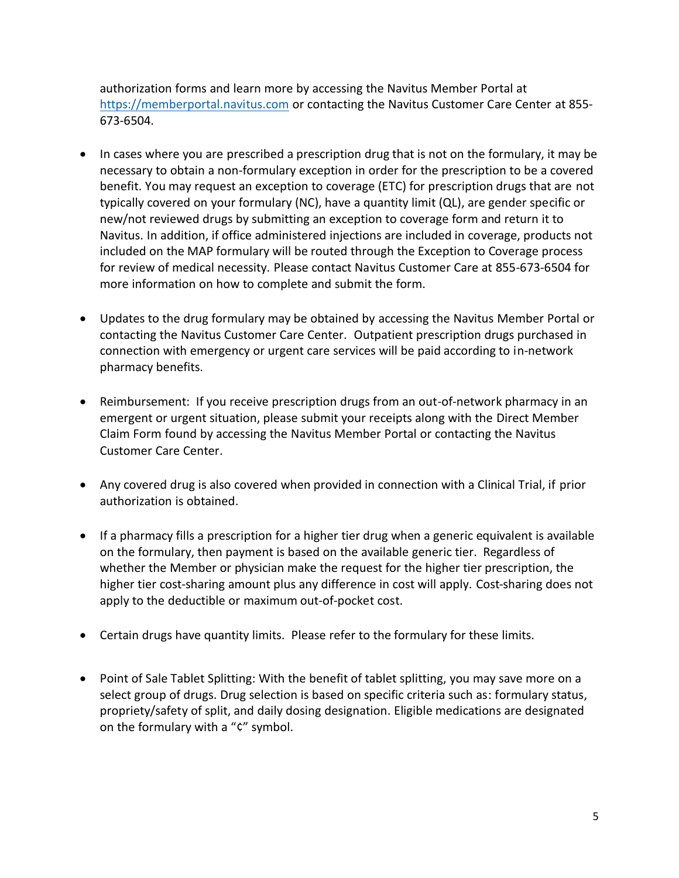authorization forms and learn more by accessing the Navitus Member Portal at https://memberportal.navitus.com or contacting the Navitus Customer Care Center at 855-673-6504.

- In cases where you are prescribed a prescription drug that is not on the formulary, it may be necessary to obtain a non-formulary exception in order for the prescription to be a covered benefit. You may request an exception to coverage (ETC) for prescription drugs that are not typically covered on your formulary (NC), have a quantity limit (QL), are gender specific or new/not reviewed drugs by submitting an exception to coverage form and return it to Navitus. In addition, if office administered injections are included in coverage, products not included on the MAP formulary will be routed through the Exception to Coverage process for review of medical necessity. Please contact Navitus Customer Care at 855-673-6504 for more information on how to complete and submit the form.

- Updates to the drug formulary may be obtained by accessing the Navitus Member Portal or contacting the Navitus Customer Care Center. Outpatient prescription drugs purchased in connection with emergency or urgent care services will be paid according to in-network pharmacy benefits.

- Reimbursement: If you receive prescription drugs from an out-of-network pharmacy in an emergent or urgent situation, please submit your receipts along with the Direct Member Claim Form found by accessing the Navitus Member Portal or contacting the Navitus Customer Care Center.

- Any covered drug is also covered when provided in connection with a Clinical Trial, if prior authorization is obtained.

- If a pharmacy fills a prescription for a higher tier drug when a generic equivalent is available on the formulary, then payment is based on the available generic tier. Regardless of whether the Member or physician make the request for the higher tier prescription, the higher tier cost-sharing amount plus any difference in cost will apply. Cost-sharing does not apply to the deductible or maximum out-of-pocket cost.

- Certain drugs have quantity limits. Please refer to the formulary for these limits.

- Point of Sale Tablet Splitting: With the benefit of tablet splitting, you may save more on a select group of drugs. Drug selection is based on specific criteria such as: formulary status, propriety/safety of split, and daily dosing designation. Eligible medications are designated on the formulary with a "¢" symbol.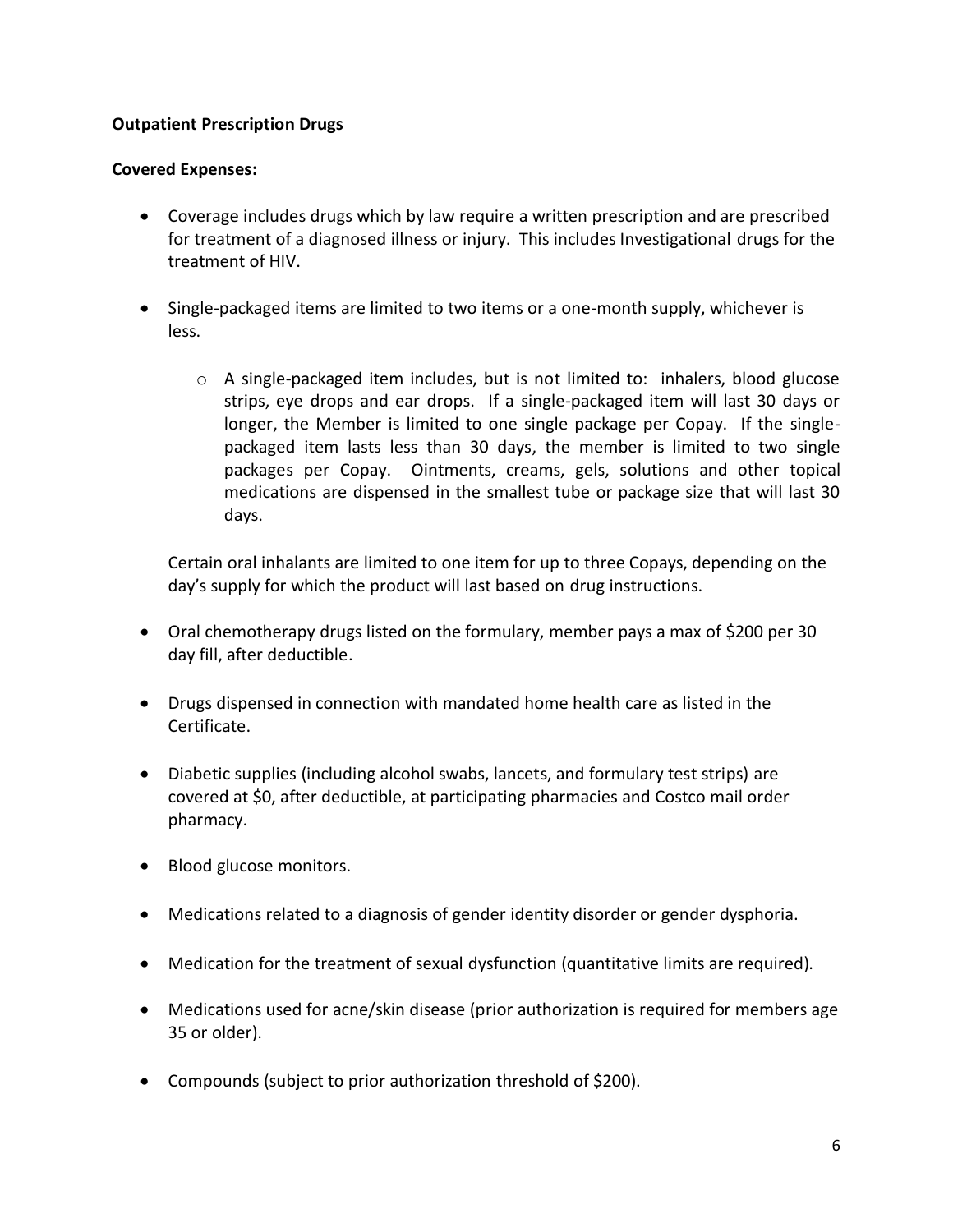**Outpatient Prescription Drugs**

**Covered Expenses:**

- Coverage includes drugs which by law require a written prescription and are prescribed for treatment of a diagnosed illness or injury. This includes Investigational drugs for the treatment of HIV.

- Single-packaged items are limited to two items or a one-month supply, whichever is less.

    - A single-packaged item includes, but is not limited to: inhalers, blood glucose strips, eye drops and ear drops. If a single-packaged item will last 30 days or longer, the Member is limited to one single package per Copay. If the single-packaged item lasts less than 30 days, the member is limited to two single packages per Copay. Ointments, creams, gels, solutions and other topical medications are dispensed in the smallest tube or package size that will last 30 days.

  Certain oral inhalants are limited to one item for up to three Copays, depending on the day's supply for which the product will last based on drug instructions.

- Oral chemotherapy drugs listed on the formulary, member pays a max of $200 per 30 day fill, after deductible.

- Drugs dispensed in connection with mandated home health care as listed in the Certificate.

- Diabetic supplies (including alcohol swabs, lancets, and formulary test strips) are covered at $0, after deductible, at participating pharmacies and Costco mail order pharmacy.

- Blood glucose monitors.

- Medications related to a diagnosis of gender identity disorder or gender dysphoria.

- Medication for the treatment of sexual dysfunction (quantitative limits are required).

- Medications used for acne/skin disease (prior authorization is required for members age 35 or older).

- Compounds (subject to prior authorization threshold of $200).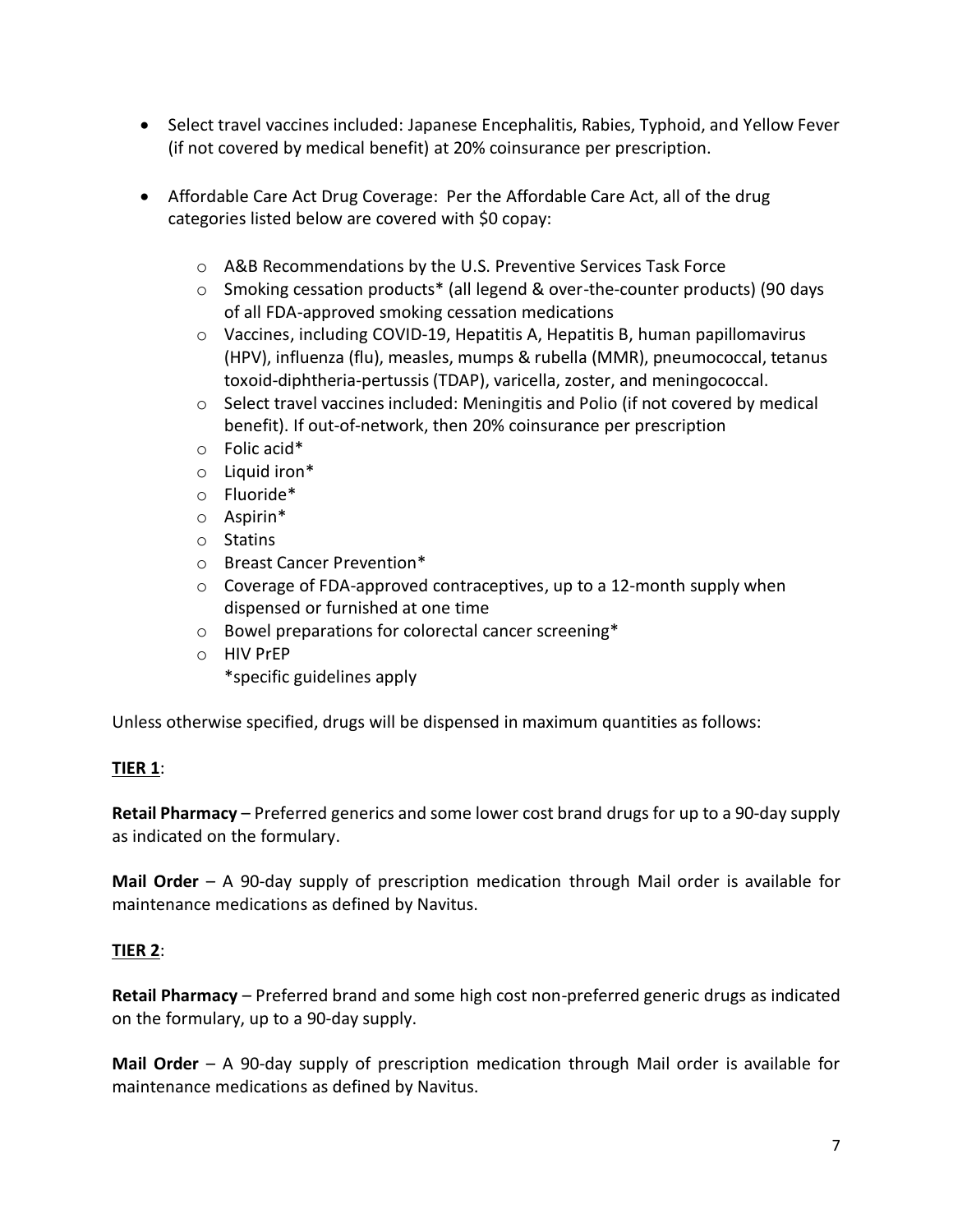- Select travel vaccines included: Japanese Encephalitis, Rabies, Typhoid, and Yellow Fever (if not covered by medical benefit) at 20% coinsurance per prescription.

- Affordable Care Act Drug Coverage: Per the Affordable Care Act, all of the drug categories listed below are covered with $0 copay:

    - A&B Recommendations by the U.S. Preventive Services Task Force
    - Smoking cessation products* (all legend & over-the-counter products) (90 days of all FDA-approved smoking cessation medications
    - Vaccines, including COVID-19, Hepatitis A, Hepatitis B, human papillomavirus (HPV), influenza (flu), measles, mumps & rubella (MMR), pneumococcal, tetanus toxoid-diphtheria-pertussis (TDAP), varicella, zoster, and meningococcal.
    - Select travel vaccines included: Meningitis and Polio (if not covered by medical benefit). If out-of-network, then 20% coinsurance per prescription
    - Folic acid*
    - Liquid iron*
    - Fluoride*
    - Aspirin*
    - Statins
    - Breast Cancer Prevention*
    - Coverage of FDA-approved contraceptives, up to a 12-month supply when dispensed or furnished at one time
    - Bowel preparations for colorectal cancer screening*
    - HIV PrEP

      *specific guidelines apply

Unless otherwise specified, drugs will be dispensed in maximum quantities as follows:

**<u>TIER 1</u>**:

**Retail Pharmacy** – Preferred generics and some lower cost brand drugs for up to a 90-day supply as indicated on the formulary.

**Mail Order** – A 90-day supply of prescription medication through Mail order is available for maintenance medications as defined by Navitus.

**<u>TIER 2</u>**:

**Retail Pharmacy** – Preferred brand and some high cost non-preferred generic drugs as indicated on the formulary, up to a 90-day supply.

**Mail Order** – A 90-day supply of prescription medication through Mail order is available for maintenance medications as defined by Navitus.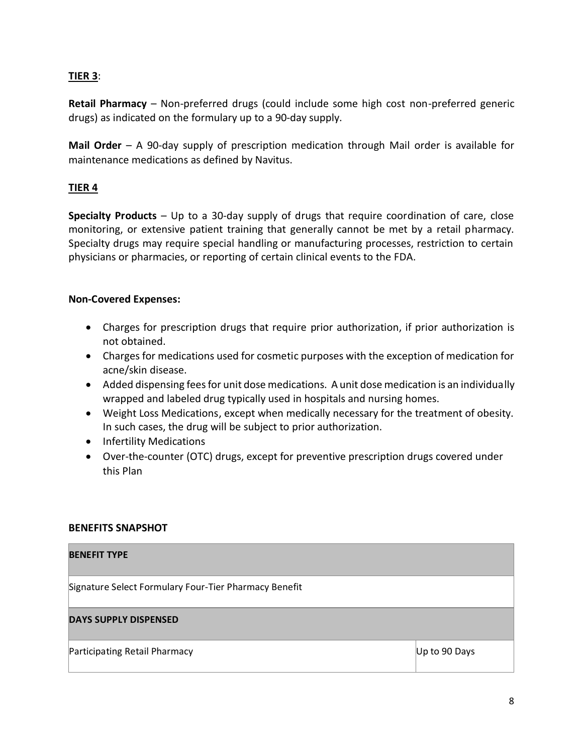**TIER 3**:

**Retail Pharmacy** – Non-preferred drugs (could include some high cost non-preferred generic drugs) as indicated on the formulary up to a 90-day supply.

**Mail Order** – A 90-day supply of prescription medication through Mail order is available for maintenance medications as defined by Navitus.

**TIER 4**

**Specialty Products** – Up to a 30-day supply of drugs that require coordination of care, close monitoring, or extensive patient training that generally cannot be met by a retail pharmacy. Specialty drugs may require special handling or manufacturing processes, restriction to certain physicians or pharmacies, or reporting of certain clinical events to the FDA.

**Non-Covered Expenses:**

- Charges for prescription drugs that require prior authorization, if prior authorization is not obtained.
- Charges for medications used for cosmetic purposes with the exception of medication for acne/skin disease.
- Added dispensing fees for unit dose medications. A unit dose medication is an individually wrapped and labeled drug typically used in hospitals and nursing homes.
- Weight Loss Medications, except when medically necessary for the treatment of obesity. In such cases, the drug will be subject to prior authorization.
- Infertility Medications
- Over-the-counter (OTC) drugs, except for preventive prescription drugs covered under this Plan

**BENEFITS SNAPSHOT**

| **BENEFIT TYPE** | |
|---|---|
| Signature Select Formulary Four-Tier Pharmacy Benefit | |
| **DAYS SUPPLY DISPENSED** | |
| Participating Retail Pharmacy | Up to 90 Days |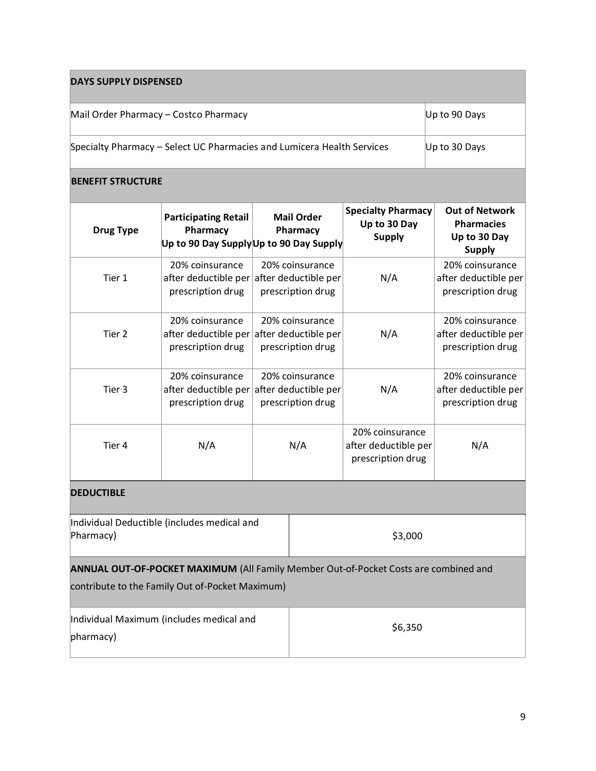| DAYS SUPPLY DISPENSED | |
|---|---|
| Mail Order Pharmacy – Costco Pharmacy | Up to 90 Days |
| Specialty Pharmacy – Select UC Pharmacies and Lumicera Health Services | Up to 30 Days |

**BENEFIT STRUCTURE**

| Drug Type | Participating Retail Pharmacy Up to 90 Day Supply | Mail Order Pharmacy Up to 90 Day Supply | Specialty Pharmacy Up to 30 Day Supply | Out of Network Pharmacies Up to 30 Day Supply |
|---|---|---|---|---|
| Tier 1 | 20% coinsurance after deductible per prescription drug | 20% coinsurance after deductible per prescription drug | N/A | 20% coinsurance after deductible per prescription drug |
| Tier 2 | 20% coinsurance after deductible per prescription drug | 20% coinsurance after deductible per prescription drug | N/A | 20% coinsurance after deductible per prescription drug |
| Tier 3 | 20% coinsurance after deductible per prescription drug | 20% coinsurance after deductible per prescription drug | N/A | 20% coinsurance after deductible per prescription drug |
| Tier 4 | N/A | N/A | 20% coinsurance after deductible per prescription drug | N/A |

**DEDUCTIBLE**

| Individual Deductible (includes medical and Pharmacy) | $3,000 |
|---|---|

**ANNUAL OUT-OF-POCKET MAXIMUM** (All Family Member Out-of-Pocket Costs are combined and contribute to the Family Out of-Pocket Maximum)

| Individual Maximum (includes medical and pharmacy) | $6,350 |
|---|---|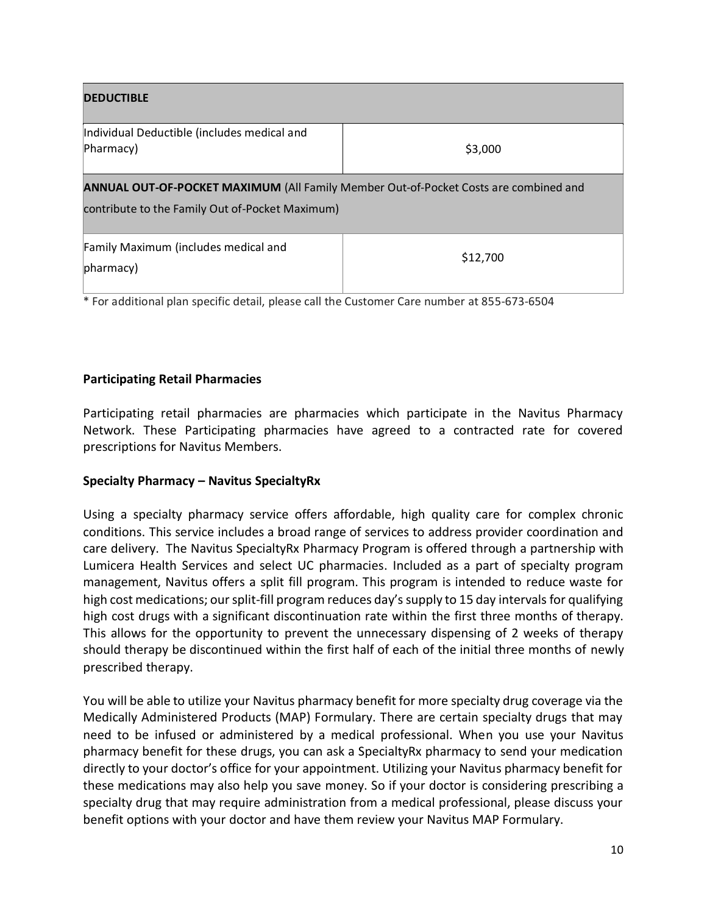| **DEDUCTIBLE** | |
| --- | --- |
| Individual Deductible (includes medical and Pharmacy) | $3,000 |
| **ANNUAL OUT-OF-POCKET MAXIMUM** (All Family Member Out-of-Pocket Costs are combined and contribute to the Family Out of-Pocket Maximum) | |
| Family Maximum (includes medical and pharmacy) | $12,700 |

* For additional plan specific detail, please call the Customer Care number at 855-673-6504

**Participating Retail Pharmacies**

Participating retail pharmacies are pharmacies which participate in the Navitus Pharmacy Network. These Participating pharmacies have agreed to a contracted rate for covered prescriptions for Navitus Members.

**Specialty Pharmacy – Navitus SpecialtyRx**

Using a specialty pharmacy service offers affordable, high quality care for complex chronic conditions. This service includes a broad range of services to address provider coordination and care delivery. The Navitus SpecialtyRx Pharmacy Program is offered through a partnership with Lumicera Health Services and select UC pharmacies. Included as a part of specialty program management, Navitus offers a split fill program. This program is intended to reduce waste for high cost medications; our split-fill program reduces day's supply to 15 day intervals for qualifying high cost drugs with a significant discontinuation rate within the first three months of therapy. This allows for the opportunity to prevent the unnecessary dispensing of 2 weeks of therapy should therapy be discontinued within the first half of each of the initial three months of newly prescribed therapy.

You will be able to utilize your Navitus pharmacy benefit for more specialty drug coverage via the Medically Administered Products (MAP) Formulary. There are certain specialty drugs that may need to be infused or administered by a medical professional. When you use your Navitus pharmacy benefit for these drugs, you can ask a SpecialtyRx pharmacy to send your medication directly to your doctor's office for your appointment. Utilizing your Navitus pharmacy benefit for these medications may also help you save money. So if your doctor is considering prescribing a specialty drug that may require administration from a medical professional, please discuss your benefit options with your doctor and have them review your Navitus MAP Formulary.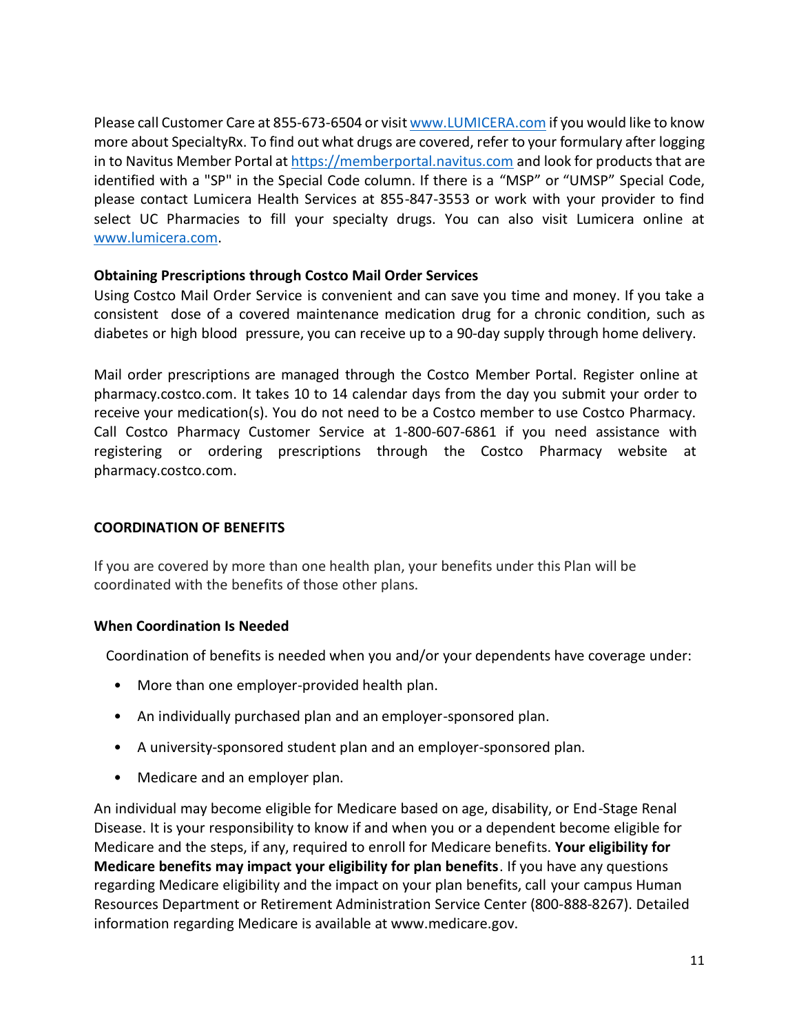Please call Customer Care at 855-673-6504 or visit www.LUMICERA.com if you would like to know more about SpecialtyRx. To find out what drugs are covered, refer to your formulary after logging in to Navitus Member Portal at https://memberportal.navitus.com and look for products that are identified with a "SP" in the Special Code column. If there is a "MSP" or "UMSP" Special Code, please contact Lumicera Health Services at 855-847-3553 or work with your provider to find select UC Pharmacies to fill your specialty drugs. You can also visit Lumicera online at www.lumicera.com.

**Obtaining Prescriptions through Costco Mail Order Services**

Using Costco Mail Order Service is convenient and can save you time and money. If you take a consistent dose of a covered maintenance medication drug for a chronic condition, such as diabetes or high blood pressure, you can receive up to a 90-day supply through home delivery.

Mail order prescriptions are managed through the Costco Member Portal. Register online at pharmacy.costco.com. It takes 10 to 14 calendar days from the day you submit your order to receive your medication(s). You do not need to be a Costco member to use Costco Pharmacy. Call Costco Pharmacy Customer Service at 1-800-607-6861 if you need assistance with registering or ordering prescriptions through the Costco Pharmacy website at pharmacy.costco.com.

## COORDINATION OF BENEFITS

If you are covered by more than one health plan, your benefits under this Plan will be coordinated with the benefits of those other plans.

**When Coordination Is Needed**

Coordination of benefits is needed when you and/or your dependents have coverage under:

- More than one employer-provided health plan.
- An individually purchased plan and an employer-sponsored plan.
- A university-sponsored student plan and an employer-sponsored plan.
- Medicare and an employer plan.

An individual may become eligible for Medicare based on age, disability, or End-Stage Renal Disease. It is your responsibility to know if and when you or a dependent become eligible for Medicare and the steps, if any, required to enroll for Medicare benefits. **Your eligibility for Medicare benefits may impact your eligibility for plan benefits**. If you have any questions regarding Medicare eligibility and the impact on your plan benefits, call your campus Human Resources Department or Retirement Administration Service Center (800-888-8267). Detailed information regarding Medicare is available at www.medicare.gov.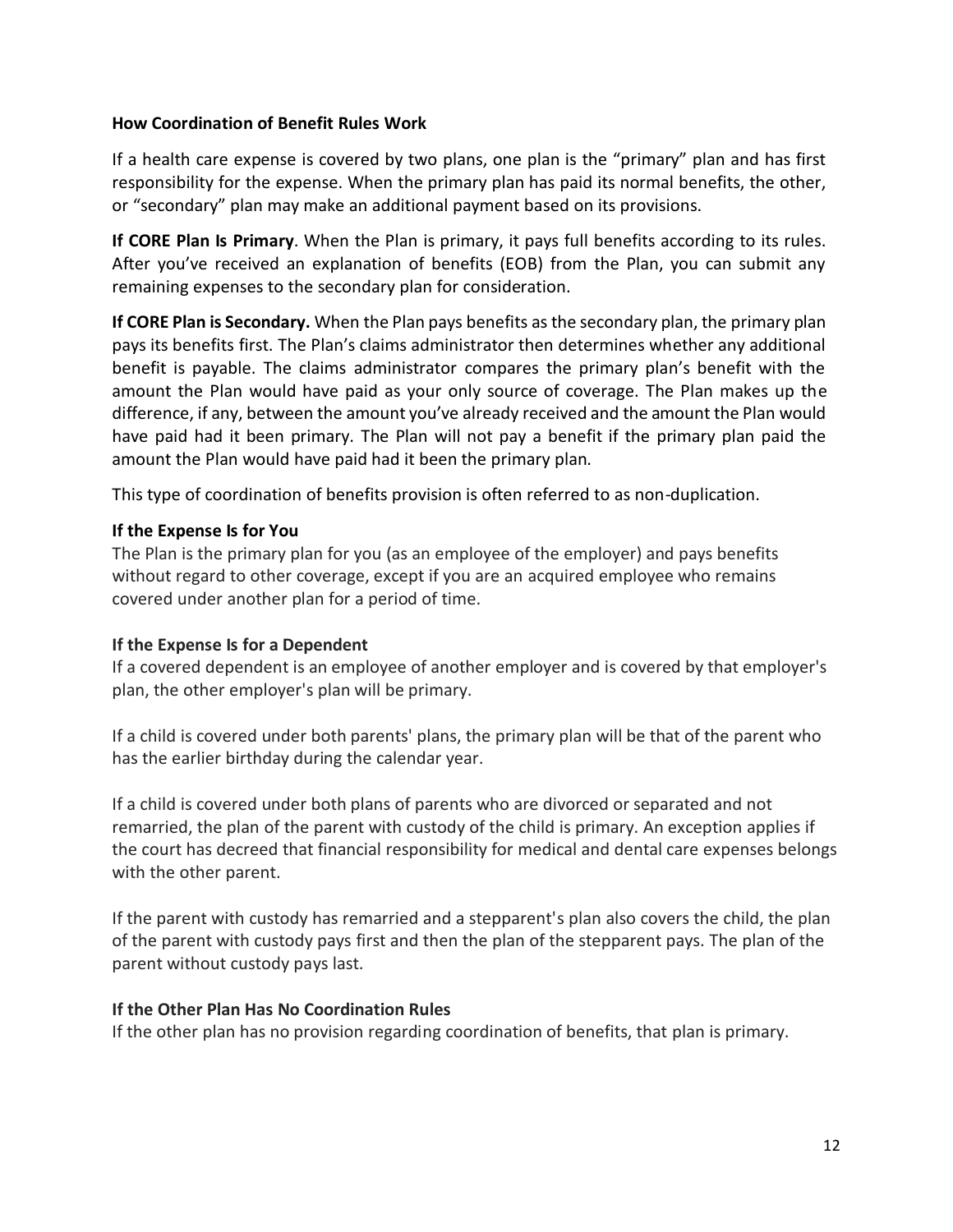### How Coordination of Benefit Rules Work

If a health care expense is covered by two plans, one plan is the "primary" plan and has first responsibility for the expense. When the primary plan has paid its normal benefits, the other, or "secondary" plan may make an additional payment based on its provisions.

**If CORE Plan Is Primary**. When the Plan is primary, it pays full benefits according to its rules. After you've received an explanation of benefits (EOB) from the Plan, you can submit any remaining expenses to the secondary plan for consideration.

**If CORE Plan is Secondary.** When the Plan pays benefits as the secondary plan, the primary plan pays its benefits first. The Plan's claims administrator then determines whether any additional benefit is payable. The claims administrator compares the primary plan's benefit with the amount the Plan would have paid as your only source of coverage. The Plan makes up the difference, if any, between the amount you've already received and the amount the Plan would have paid had it been primary. The Plan will not pay a benefit if the primary plan paid the amount the Plan would have paid had it been the primary plan.

This type of coordination of benefits provision is often referred to as non-duplication.

#### If the Expense Is for You

The Plan is the primary plan for you (as an employee of the employer) and pays benefits without regard to other coverage, except if you are an acquired employee who remains covered under another plan for a period of time.

#### If the Expense Is for a Dependent

If a covered dependent is an employee of another employer and is covered by that employer's plan, the other employer's plan will be primary.

If a child is covered under both parents' plans, the primary plan will be that of the parent who has the earlier birthday during the calendar year.

If a child is covered under both plans of parents who are divorced or separated and not remarried, the plan of the parent with custody of the child is primary. An exception applies if the court has decreed that financial responsibility for medical and dental care expenses belongs with the other parent.

If the parent with custody has remarried and a stepparent's plan also covers the child, the plan of the parent with custody pays first and then the plan of the stepparent pays. The plan of the parent without custody pays last.

#### If the Other Plan Has No Coordination Rules

If the other plan has no provision regarding coordination of benefits, that plan is primary.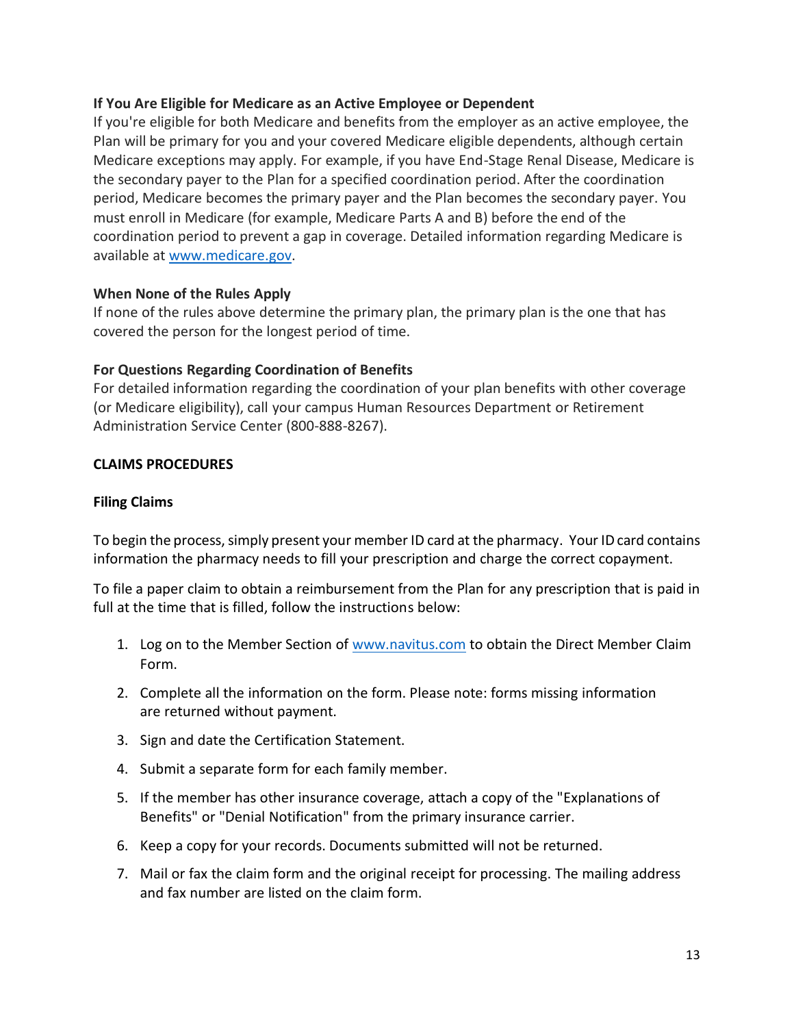### If You Are Eligible for Medicare as an Active Employee or Dependent

If you're eligible for both Medicare and benefits from the employer as an active employee, the Plan will be primary for you and your covered Medicare eligible dependents, although certain Medicare exceptions may apply. For example, if you have End-Stage Renal Disease, Medicare is the secondary payer to the Plan for a specified coordination period. After the coordination period, Medicare becomes the primary payer and the Plan becomes the secondary payer. You must enroll in Medicare (for example, Medicare Parts A and B) before the end of the coordination period to prevent a gap in coverage. Detailed information regarding Medicare is available at www.medicare.gov.

### When None of the Rules Apply

If none of the rules above determine the primary plan, the primary plan is the one that has covered the person for the longest period of time.

### For Questions Regarding Coordination of Benefits

For detailed information regarding the coordination of your plan benefits with other coverage (or Medicare eligibility), call your campus Human Resources Department or Retirement Administration Service Center (800-888-8267).

## CLAIMS PROCEDURES

### Filing Claims

To begin the process, simply present your member ID card at the pharmacy. Your ID card contains information the pharmacy needs to fill your prescription and charge the correct copayment.

To file a paper claim to obtain a reimbursement from the Plan for any prescription that is paid in full at the time that is filled, follow the instructions below:

1. Log on to the Member Section of www.navitus.com to obtain the Direct Member Claim Form.
2. Complete all the information on the form. Please note: forms missing information are returned without payment.
3. Sign and date the Certification Statement.
4. Submit a separate form for each family member.
5. If the member has other insurance coverage, attach a copy of the "Explanations of Benefits" or "Denial Notification" from the primary insurance carrier.
6. Keep a copy for your records. Documents submitted will not be returned.
7. Mail or fax the claim form and the original receipt for processing. The mailing address and fax number are listed on the claim form.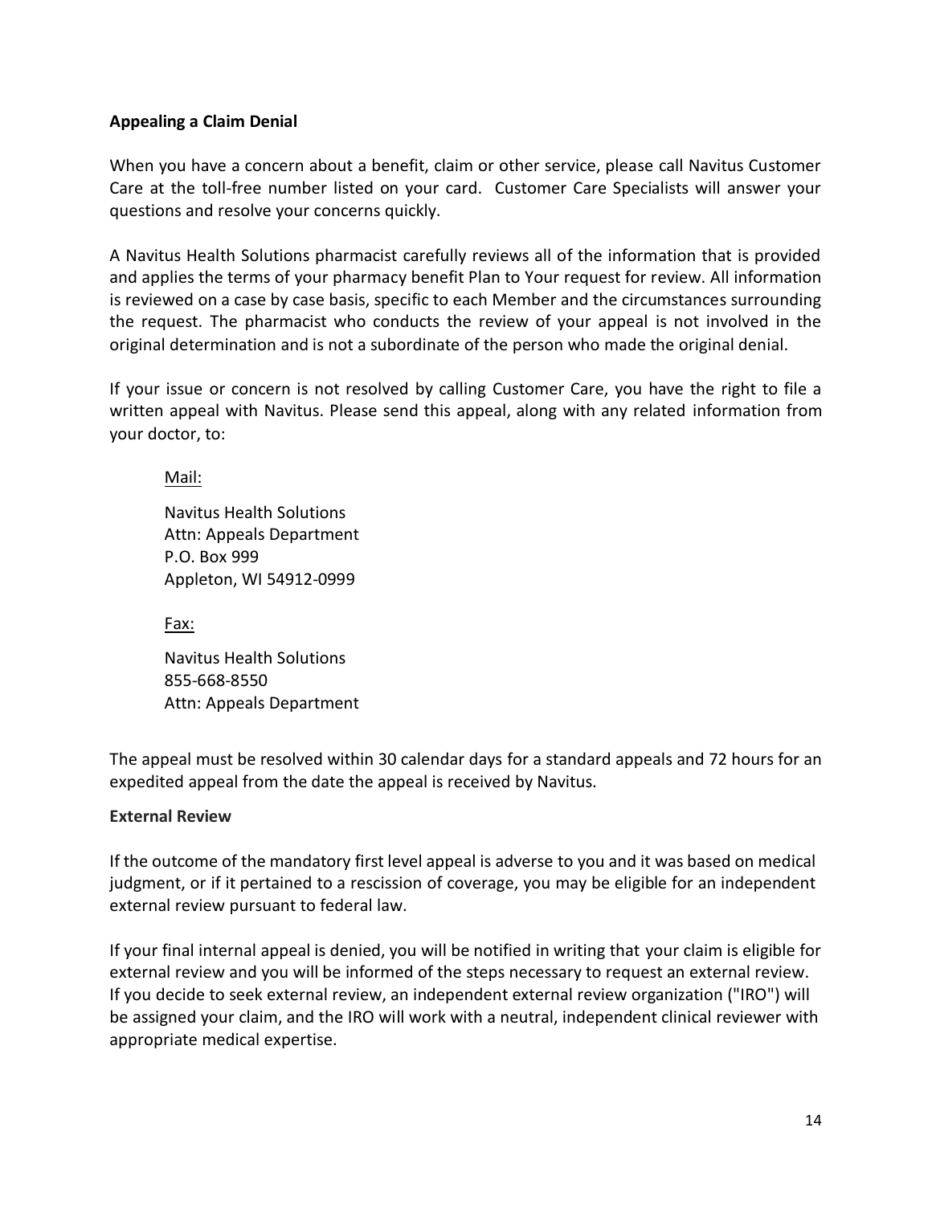**Appealing a Claim Denial**

When you have a concern about a benefit, claim or other service, please call Navitus Customer Care at the toll-free number listed on your card. Customer Care Specialists will answer your questions and resolve your concerns quickly.

A Navitus Health Solutions pharmacist carefully reviews all of the information that is provided and applies the terms of your pharmacy benefit Plan to Your request for review. All information is reviewed on a case by case basis, specific to each Member and the circumstances surrounding the request. The pharmacist who conducts the review of your appeal is not involved in the original determination and is not a subordinate of the person who made the original denial.

If your issue or concern is not resolved by calling Customer Care, you have the right to file a written appeal with Navitus. Please send this appeal, along with any related information from your doctor, to:

Mail:

Navitus Health Solutions
Attn: Appeals Department
P.O. Box 999
Appleton, WI 54912-0999

Fax:

Navitus Health Solutions
855-668-8550
Attn: Appeals Department

The appeal must be resolved within 30 calendar days for a standard appeals and 72 hours for an expedited appeal from the date the appeal is received by Navitus.

**External Review**

If the outcome of the mandatory first level appeal is adverse to you and it was based on medical judgment, or if it pertained to a rescission of coverage, you may be eligible for an independent external review pursuant to federal law.

If your final internal appeal is denied, you will be notified in writing that your claim is eligible for external review and you will be informed of the steps necessary to request an external review. If you decide to seek external review, an independent external review organization ("IRO") will be assigned your claim, and the IRO will work with a neutral, independent clinical reviewer with appropriate medical expertise.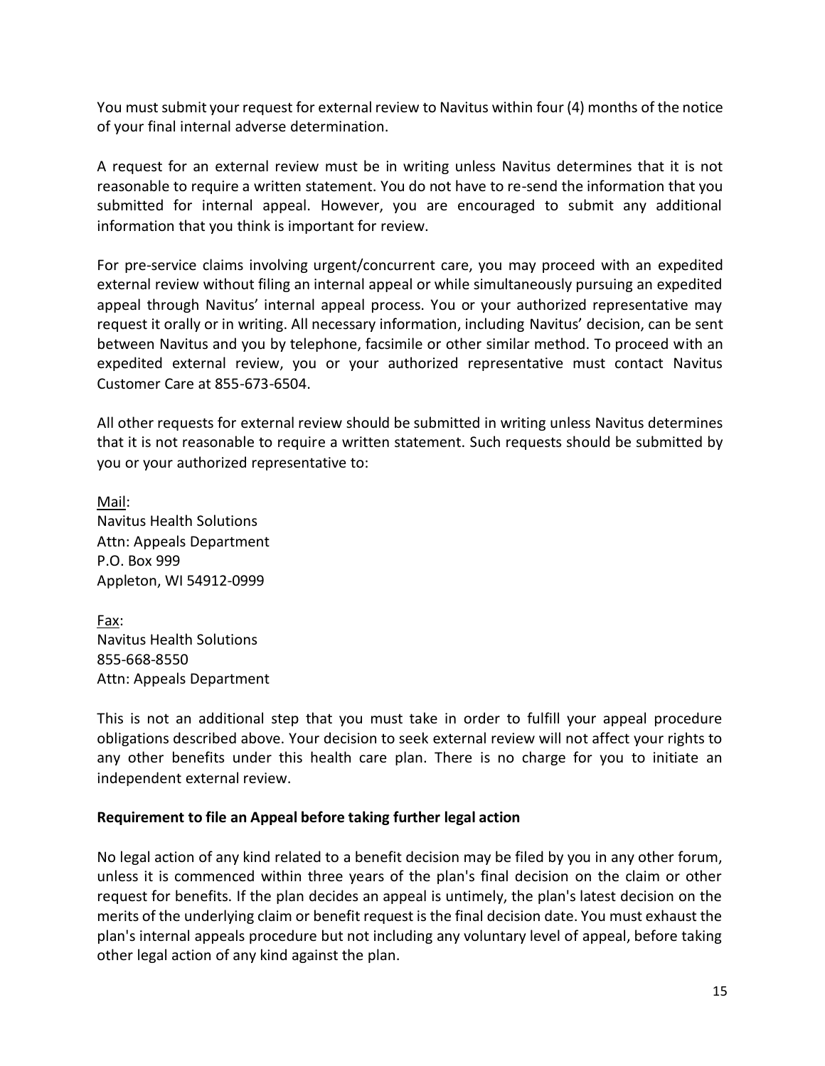You must submit your request for external review to Navitus within four (4) months of the notice of your final internal adverse determination.

A request for an external review must be in writing unless Navitus determines that it is not reasonable to require a written statement. You do not have to re-send the information that you submitted for internal appeal. However, you are encouraged to submit any additional information that you think is important for review.

For pre-service claims involving urgent/concurrent care, you may proceed with an expedited external review without filing an internal appeal or while simultaneously pursuing an expedited appeal through Navitus' internal appeal process. You or your authorized representative may request it orally or in writing. All necessary information, including Navitus' decision, can be sent between Navitus and you by telephone, facsimile or other similar method. To proceed with an expedited external review, you or your authorized representative must contact Navitus Customer Care at 855-673-6504.

All other requests for external review should be submitted in writing unless Navitus determines that it is not reasonable to require a written statement. Such requests should be submitted by you or your authorized representative to:

<u>Mail</u>:
Navitus Health Solutions
Attn: Appeals Department
P.O. Box 999
Appleton, WI 54912-0999

<u>Fax</u>:
Navitus Health Solutions
855-668-8550
Attn: Appeals Department

This is not an additional step that you must take in order to fulfill your appeal procedure obligations described above. Your decision to seek external review will not affect your rights to any other benefits under this health care plan. There is no charge for you to initiate an independent external review.

**Requirement to file an Appeal before taking further legal action**

No legal action of any kind related to a benefit decision may be filed by you in any other forum, unless it is commenced within three years of the plan's final decision on the claim or other request for benefits. If the plan decides an appeal is untimely, the plan's latest decision on the merits of the underlying claim or benefit request is the final decision date. You must exhaust the plan's internal appeals procedure but not including any voluntary level of appeal, before taking other legal action of any kind against the plan.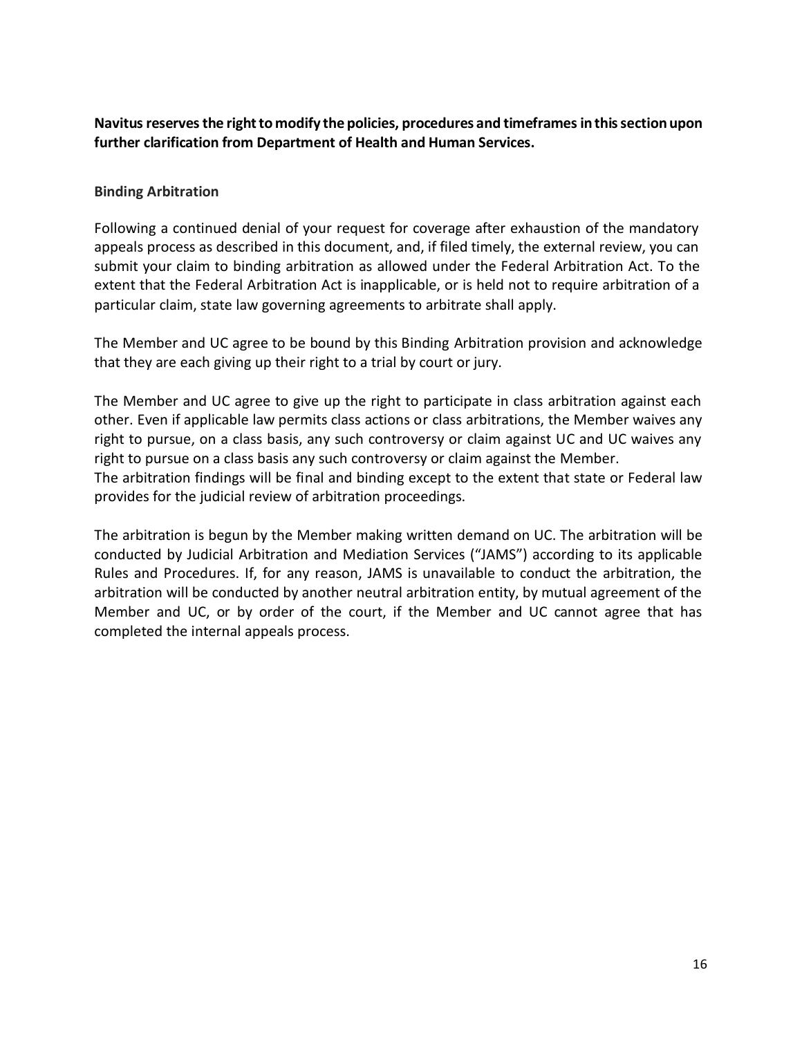**Navitus reserves the right to modify the policies, procedures and timeframes in this section upon further clarification from Department of Health and Human Services.**

### Binding Arbitration

Following a continued denial of your request for coverage after exhaustion of the mandatory appeals process as described in this document, and, if filed timely, the external review, you can submit your claim to binding arbitration as allowed under the Federal Arbitration Act. To the extent that the Federal Arbitration Act is inapplicable, or is held not to require arbitration of a particular claim, state law governing agreements to arbitrate shall apply.

The Member and UC agree to be bound by this Binding Arbitration provision and acknowledge that they are each giving up their right to a trial by court or jury.

The Member and UC agree to give up the right to participate in class arbitration against each other. Even if applicable law permits class actions or class arbitrations, the Member waives any right to pursue, on a class basis, any such controversy or claim against UC and UC waives any right to pursue on a class basis any such controversy or claim against the Member.
The arbitration findings will be final and binding except to the extent that state or Federal law provides for the judicial review of arbitration proceedings.

The arbitration is begun by the Member making written demand on UC. The arbitration will be conducted by Judicial Arbitration and Mediation Services ("JAMS") according to its applicable Rules and Procedures. If, for any reason, JAMS is unavailable to conduct the arbitration, the arbitration will be conducted by another neutral arbitration entity, by mutual agreement of the Member and UC, or by order of the court, if the Member and UC cannot agree that has completed the internal appeals process.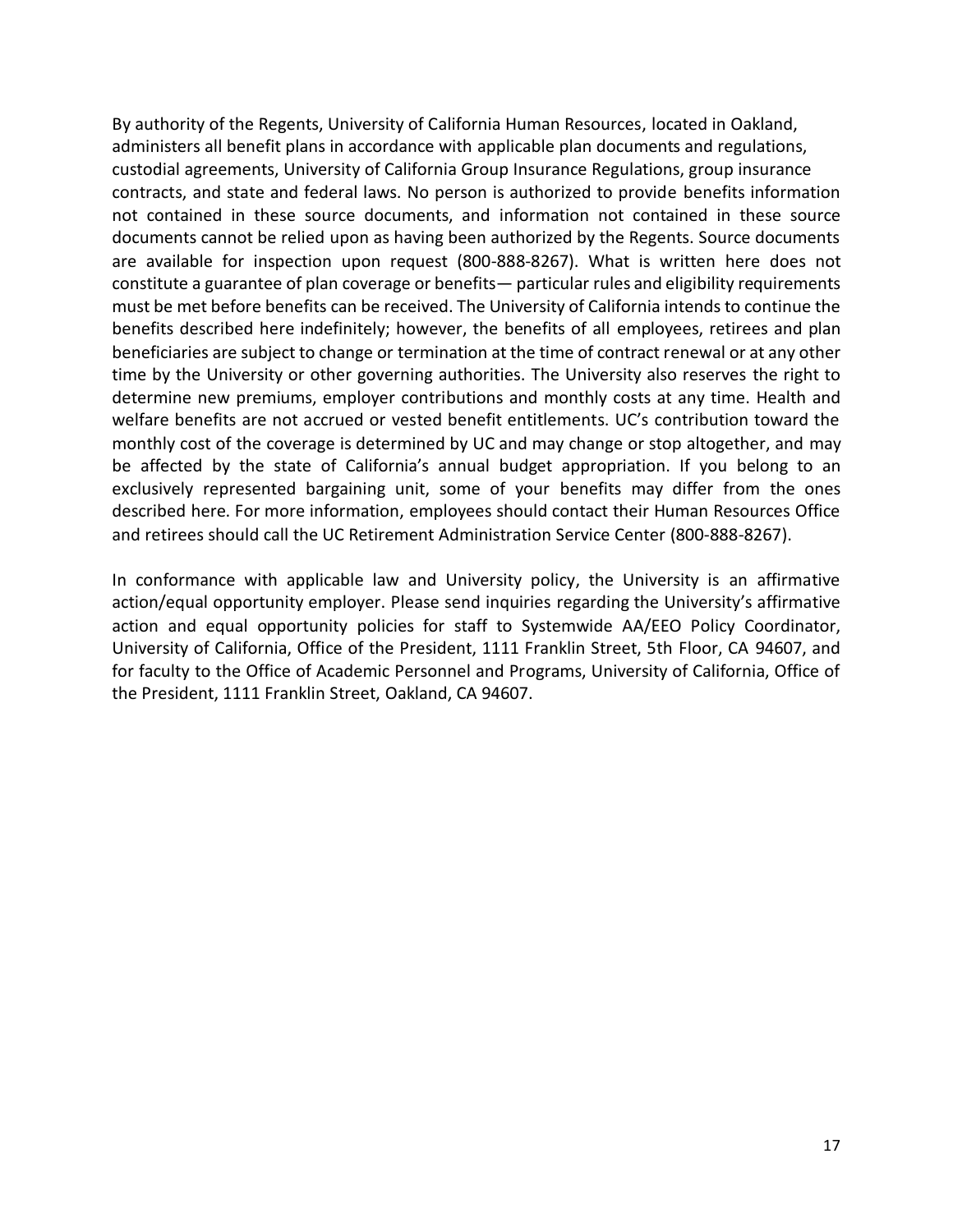By authority of the Regents, University of California Human Resources, located in Oakland, administers all benefit plans in accordance with applicable plan documents and regulations, custodial agreements, University of California Group Insurance Regulations, group insurance contracts, and state and federal laws. No person is authorized to provide benefits information not contained in these source documents, and information not contained in these source documents cannot be relied upon as having been authorized by the Regents. Source documents are available for inspection upon request (800-888-8267). What is written here does not constitute a guarantee of plan coverage or benefits— particular rules and eligibility requirements must be met before benefits can be received. The University of California intends to continue the benefits described here indefinitely; however, the benefits of all employees, retirees and plan beneficiaries are subject to change or termination at the time of contract renewal or at any other time by the University or other governing authorities. The University also reserves the right to determine new premiums, employer contributions and monthly costs at any time. Health and welfare benefits are not accrued or vested benefit entitlements. UC's contribution toward the monthly cost of the coverage is determined by UC and may change or stop altogether, and may be affected by the state of California's annual budget appropriation. If you belong to an exclusively represented bargaining unit, some of your benefits may differ from the ones described here. For more information, employees should contact their Human Resources Office and retirees should call the UC Retirement Administration Service Center (800-888-8267).

In conformance with applicable law and University policy, the University is an affirmative action/equal opportunity employer. Please send inquiries regarding the University's affirmative action and equal opportunity policies for staff to Systemwide AA/EEO Policy Coordinator, University of California, Office of the President, 1111 Franklin Street, 5th Floor, CA 94607, and for faculty to the Office of Academic Personnel and Programs, University of California, Office of the President, 1111 Franklin Street, Oakland, CA 94607.